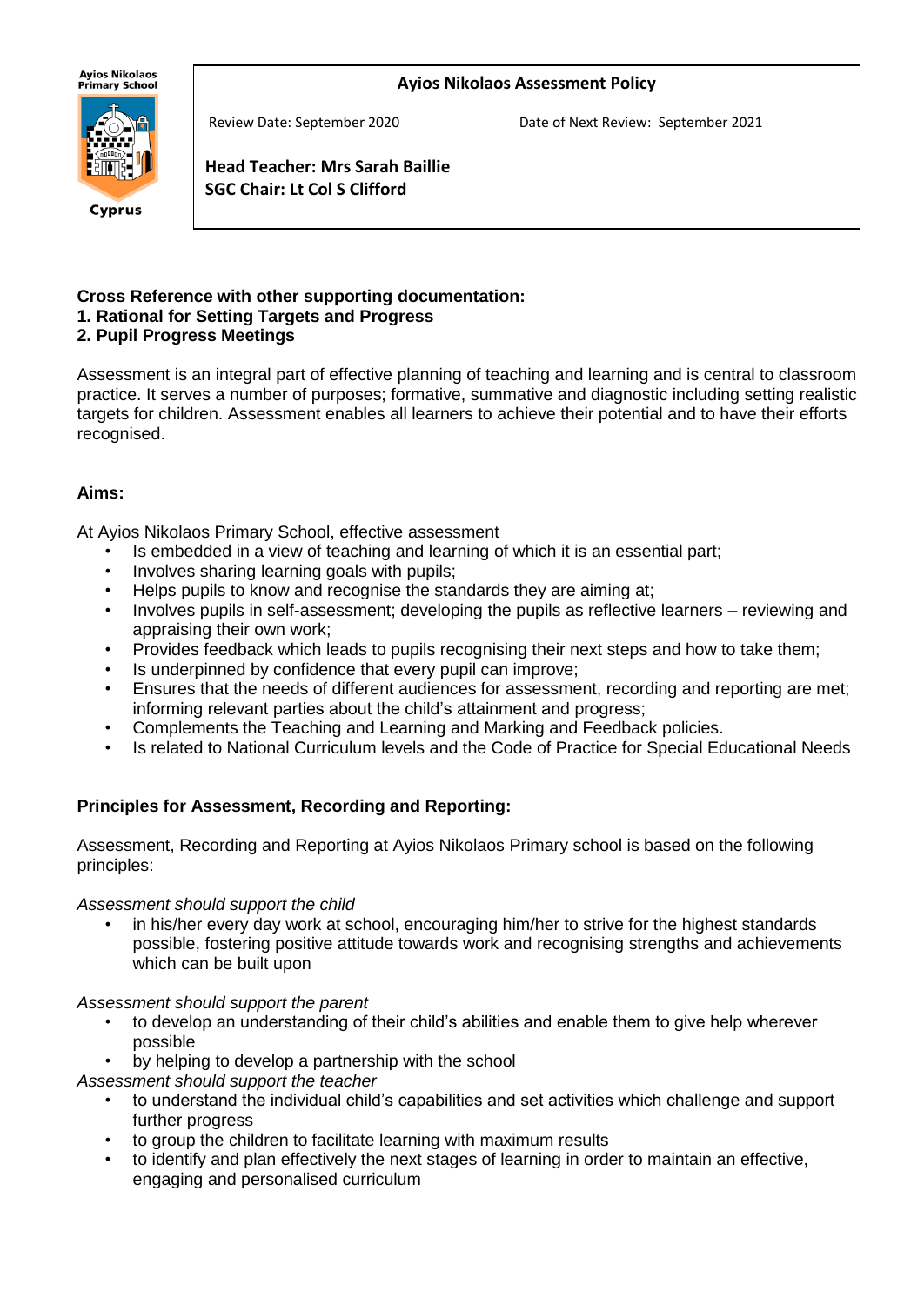Ayios Nikolaos Primary School

Cyprus

# Ayios Nikolaos Assessment Policy

Review Date: September 2020

Date of Next Review: September 2021

**Head Teacher: Mrs Sarah Baillie**
**SGC Chair: Lt Col S Clifford**

**Cross Reference with other supporting documentation:**
**1. Rational for Setting Targets and Progress**
**2. Pupil Progress Meetings**

Assessment is an integral part of effective planning of teaching and learning and is central to classroom practice. It serves a number of purposes; formative, summative and diagnostic including setting realistic targets for children. Assessment enables all learners to achieve their potential and to have their efforts recognised.

## Aims:

At Ayios Nikolaos Primary School, effective assessment

- Is embedded in a view of teaching and learning of which it is an essential part;
- Involves sharing learning goals with pupils;
- Helps pupils to know and recognise the standards they are aiming at;
- Involves pupils in self-assessment; developing the pupils as reflective learners – reviewing and appraising their own work;
- Provides feedback which leads to pupils recognising their next steps and how to take them;
- Is underpinned by confidence that every pupil can improve;
- Ensures that the needs of different audiences for assessment, recording and reporting are met; informing relevant parties about the child's attainment and progress;
- Complements the Teaching and Learning and Marking and Feedback policies.
- Is related to National Curriculum levels and the Code of Practice for Special Educational Needs

## Principles for Assessment, Recording and Reporting:

Assessment, Recording and Reporting at Ayios Nikolaos Primary school is based on the following principles:

*Assessment should support the child*

- in his/her every day work at school, encouraging him/her to strive for the highest standards possible, fostering positive attitude towards work and recognising strengths and achievements which can be built upon

*Assessment should support the parent*

- to develop an understanding of their child's abilities and enable them to give help wherever possible
- by helping to develop a partnership with the school

*Assessment should support the teacher*

- to understand the individual child's capabilities and set activities which challenge and support further progress
- to group the children to facilitate learning with maximum results
- to identify and plan effectively the next stages of learning in order to maintain an effective, engaging and personalised curriculum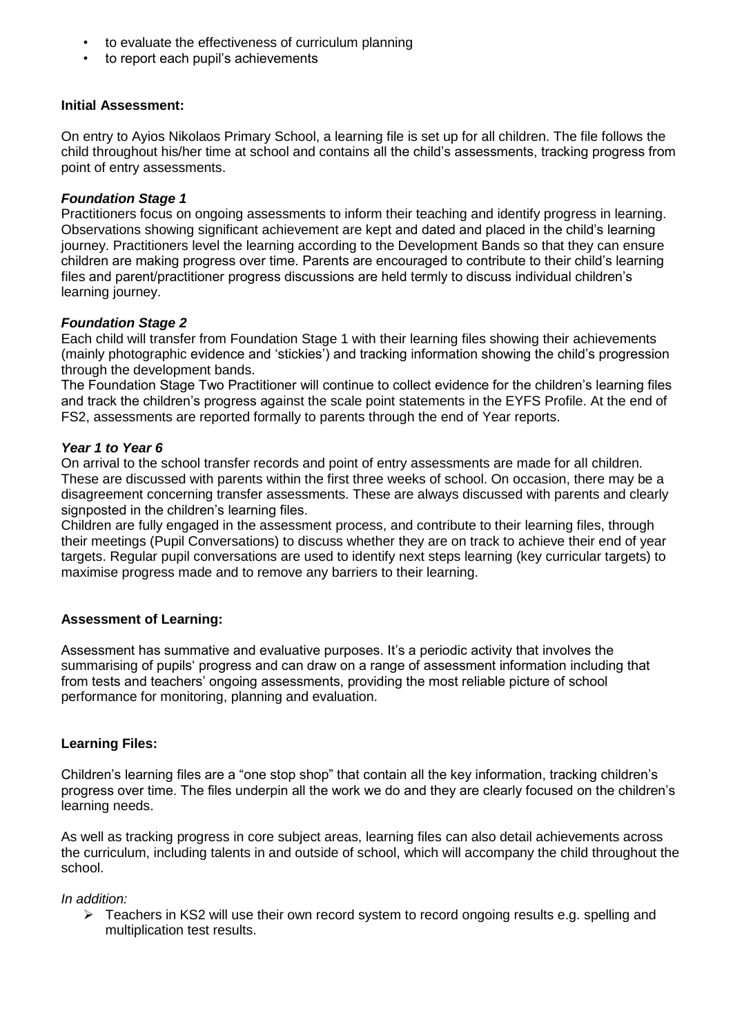- to evaluate the effectiveness of curriculum planning
- to report each pupil's achievements

**Initial Assessment:**

On entry to Ayios Nikolaos Primary School, a learning file is set up for all children. The file follows the child throughout his/her time at school and contains all the child's assessments, tracking progress from point of entry assessments.

***Foundation Stage 1***

Practitioners focus on ongoing assessments to inform their teaching and identify progress in learning. Observations showing significant achievement are kept and dated and placed in the child's learning journey. Practitioners level the learning according to the Development Bands so that they can ensure children are making progress over time. Parents are encouraged to contribute to their child's learning files and parent/practitioner progress discussions are held termly to discuss individual children's learning journey.

***Foundation Stage 2***

Each child will transfer from Foundation Stage 1 with their learning files showing their achievements (mainly photographic evidence and 'stickies') and tracking information showing the child's progression through the development bands.

The Foundation Stage Two Practitioner will continue to collect evidence for the children's learning files and track the children's progress against the scale point statements in the EYFS Profile. At the end of FS2, assessments are reported formally to parents through the end of Year reports.

***Year 1 to Year 6***

On arrival to the school transfer records and point of entry assessments are made for all children. These are discussed with parents within the first three weeks of school. On occasion, there may be a disagreement concerning transfer assessments. These are always discussed with parents and clearly signposted in the children's learning files.

Children are fully engaged in the assessment process, and contribute to their learning files, through their meetings (Pupil Conversations) to discuss whether they are on track to achieve their end of year targets. Regular pupil conversations are used to identify next steps learning (key curricular targets) to maximise progress made and to remove any barriers to their learning.

**Assessment of Learning:**

Assessment has summative and evaluative purposes. It's a periodic activity that involves the summarising of pupils' progress and can draw on a range of assessment information including that from tests and teachers' ongoing assessments, providing the most reliable picture of school performance for monitoring, planning and evaluation.

**Learning Files:**

Children's learning files are a "one stop shop" that contain all the key information, tracking children's progress over time. The files underpin all the work we do and they are clearly focused on the children's learning needs.

As well as tracking progress in core subject areas, learning files can also detail achievements across the curriculum, including talents in and outside of school, which will accompany the child throughout the school.

*In addition:*

- Teachers in KS2 will use their own record system to record ongoing results e.g. spelling and multiplication test results.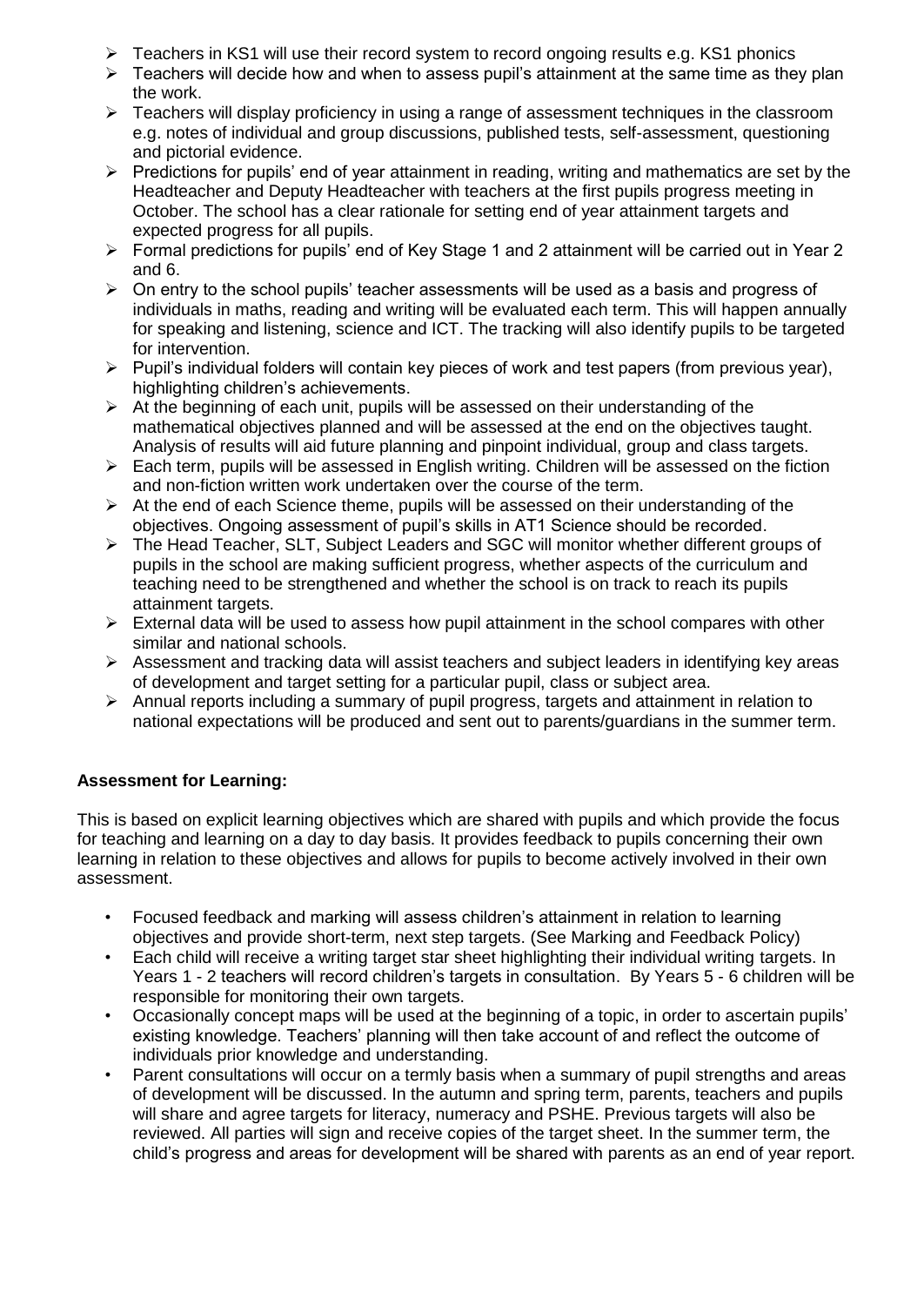- Teachers in KS1 will use their record system to record ongoing results e.g. KS1 phonics
- Teachers will decide how and when to assess pupil's attainment at the same time as they plan the work.
- Teachers will display proficiency in using a range of assessment techniques in the classroom e.g. notes of individual and group discussions, published tests, self-assessment, questioning and pictorial evidence.
- Predictions for pupils' end of year attainment in reading, writing and mathematics are set by the Headteacher and Deputy Headteacher with teachers at the first pupils progress meeting in October. The school has a clear rationale for setting end of year attainment targets and expected progress for all pupils.
- Formal predictions for pupils' end of Key Stage 1 and 2 attainment will be carried out in Year 2 and 6.
- On entry to the school pupils' teacher assessments will be used as a basis and progress of individuals in maths, reading and writing will be evaluated each term. This will happen annually for speaking and listening, science and ICT. The tracking will also identify pupils to be targeted for intervention.
- Pupil's individual folders will contain key pieces of work and test papers (from previous year), highlighting children's achievements.
- At the beginning of each unit, pupils will be assessed on their understanding of the mathematical objectives planned and will be assessed at the end on the objectives taught. Analysis of results will aid future planning and pinpoint individual, group and class targets.
- Each term, pupils will be assessed in English writing. Children will be assessed on the fiction and non-fiction written work undertaken over the course of the term.
- At the end of each Science theme, pupils will be assessed on their understanding of the objectives. Ongoing assessment of pupil's skills in AT1 Science should be recorded.
- The Head Teacher, SLT, Subject Leaders and SGC will monitor whether different groups of pupils in the school are making sufficient progress, whether aspects of the curriculum and teaching need to be strengthened and whether the school is on track to reach its pupils attainment targets.
- External data will be used to assess how pupil attainment in the school compares with other similar and national schools.
- Assessment and tracking data will assist teachers and subject leaders in identifying key areas of development and target setting for a particular pupil, class or subject area.
- Annual reports including a summary of pupil progress, targets and attainment in relation to national expectations will be produced and sent out to parents/guardians in the summer term.

**Assessment for Learning:**

This is based on explicit learning objectives which are shared with pupils and which provide the focus for teaching and learning on a day to day basis. It provides feedback to pupils concerning their own learning in relation to these objectives and allows for pupils to become actively involved in their own assessment.

- Focused feedback and marking will assess children's attainment in relation to learning objectives and provide short-term, next step targets. (See Marking and Feedback Policy)
- Each child will receive a writing target star sheet highlighting their individual writing targets. In Years 1 - 2 teachers will record children's targets in consultation. By Years 5 - 6 children will be responsible for monitoring their own targets.
- Occasionally concept maps will be used at the beginning of a topic, in order to ascertain pupils' existing knowledge. Teachers' planning will then take account of and reflect the outcome of individuals prior knowledge and understanding.
- Parent consultations will occur on a termly basis when a summary of pupil strengths and areas of development will be discussed. In the autumn and spring term, parents, teachers and pupils will share and agree targets for literacy, numeracy and PSHE. Previous targets will also be reviewed. All parties will sign and receive copies of the target sheet. In the summer term, the child's progress and areas for development will be shared with parents as an end of year report.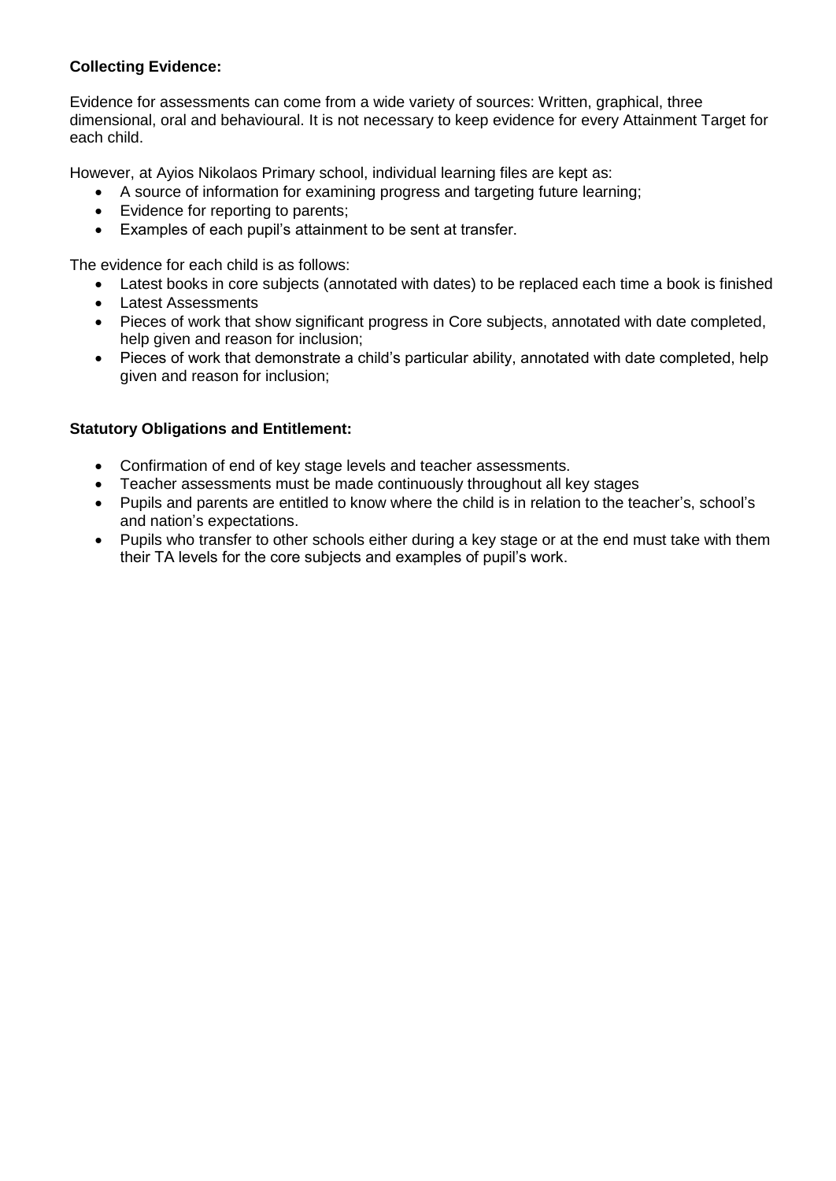**Collecting Evidence:**

Evidence for assessments can come from a wide variety of sources: Written, graphical, three dimensional, oral and behavioural. It is not necessary to keep evidence for every Attainment Target for each child.

However, at Ayios Nikolaos Primary school, individual learning files are kept as:

- A source of information for examining progress and targeting future learning;
- Evidence for reporting to parents;
- Examples of each pupil's attainment to be sent at transfer.

The evidence for each child is as follows:

- Latest books in core subjects (annotated with dates) to be replaced each time a book is finished
- Latest Assessments
- Pieces of work that show significant progress in Core subjects, annotated with date completed, help given and reason for inclusion;
- Pieces of work that demonstrate a child's particular ability, annotated with date completed, help given and reason for inclusion;

**Statutory Obligations and Entitlement:**

- Confirmation of end of key stage levels and teacher assessments.
- Teacher assessments must be made continuously throughout all key stages
- Pupils and parents are entitled to know where the child is in relation to the teacher's, school's and nation's expectations.
- Pupils who transfer to other schools either during a key stage or at the end must take with them their TA levels for the core subjects and examples of pupil's work.